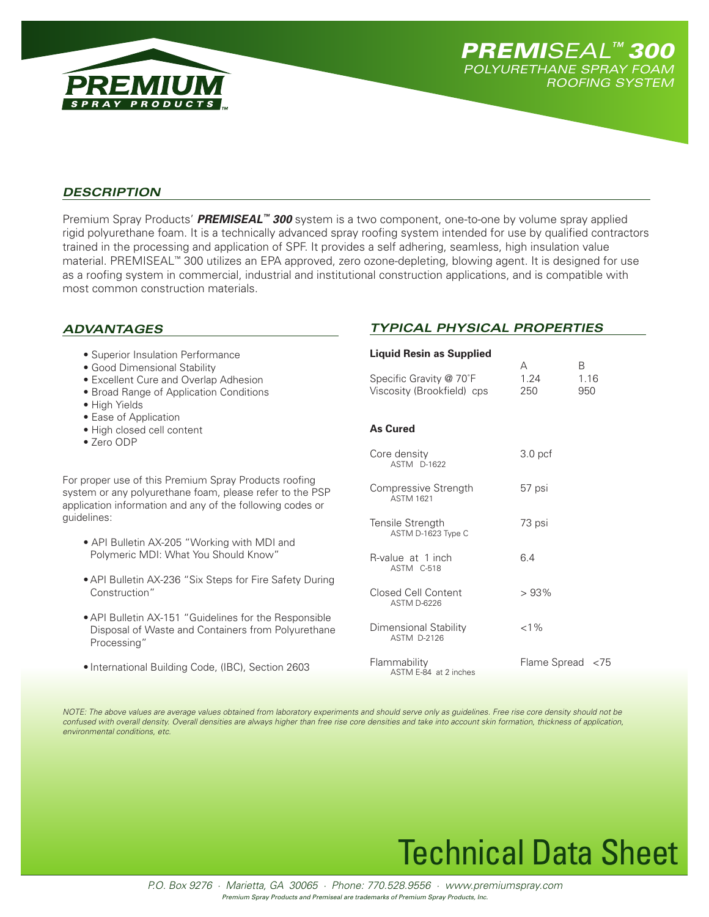PREMIUM SPRAY PRODUCTS™

# PREMISEAL™ 300

## POLYURETHANE SPRAY FOAM ROOFING SYSTEM

## DESCRIPTION

Premium Spray Products' ***PREMISEAL™ 300*** system is a two component, one-to-one by volume spray applied rigid polyurethane foam. It is a technically advanced spray roofing system intended for use by qualified contractors trained in the processing and application of SPF. It provides a self adhering, seamless, high insulation value material. PREMISEAL™ 300 utilizes an EPA approved, zero ozone-depleting, blowing agent. It is designed for use as a roofing system in commercial, industrial and institutional construction applications, and is compatible with most common construction materials.

## ADVANTAGES

- Superior Insulation Performance
- Good Dimensional Stability
- Excellent Cure and Overlap Adhesion
- Broad Range of Application Conditions
- High Yields
- Ease of Application
- High closed cell content
- Zero ODP

For proper use of this Premium Spray Products roofing system or any polyurethane foam, please refer to the PSP application information and any of the following codes or guidelines:

- API Bulletin AX-205 "Working with MDI and Polymeric MDI: What You Should Know"
- API Bulletin AX-236 "Six Steps for Fire Safety During Construction"
- API Bulletin AX-151 "Guidelines for the Responsible Disposal of Waste and Containers from Polyurethane Processing"
- International Building Code, (IBC), Section 2603

## TYPICAL PHYSICAL PROPERTIES

**Liquid Resin as Supplied**

| | A | B |
|---|---|---|
| Specific Gravity @ 70°F | 1.24 | 1.16 |
| Viscosity (Brookfield) cps | 250 | 950 |

**As Cured**

| Property | Value |
|---|---|
| Core density (ASTM D-1622) | 3.0 pcf |
| Compressive Strength (ASTM 1621) | 57 psi |
| Tensile Strength (ASTM D-1623 Type C) | 73 psi |
| R-value at 1 inch (ASTM C-518) | 6.4 |
| Closed Cell Content (ASTM D-6226) | > 93% |
| Dimensional Stability (ASTM D-2126) | <1% |
| Flammability (ASTM E-84 at 2 inches) | Flame Spread <75 |

*NOTE: The above values are average values obtained from laboratory experiments and should serve only as guidelines. Free rise core density should not be confused with overall density. Overall densities are always higher than free rise core densities and take into account skin formation, thickness of application, environmental conditions, etc.*

# Technical Data Sheet

*P.O. Box 9276 · Marietta, GA 30065 · Phone: 770.528.9556 · www.premiumspray.com*

*Premium Spray Products and Premiseal are trademarks of Premium Spray Products, Inc.*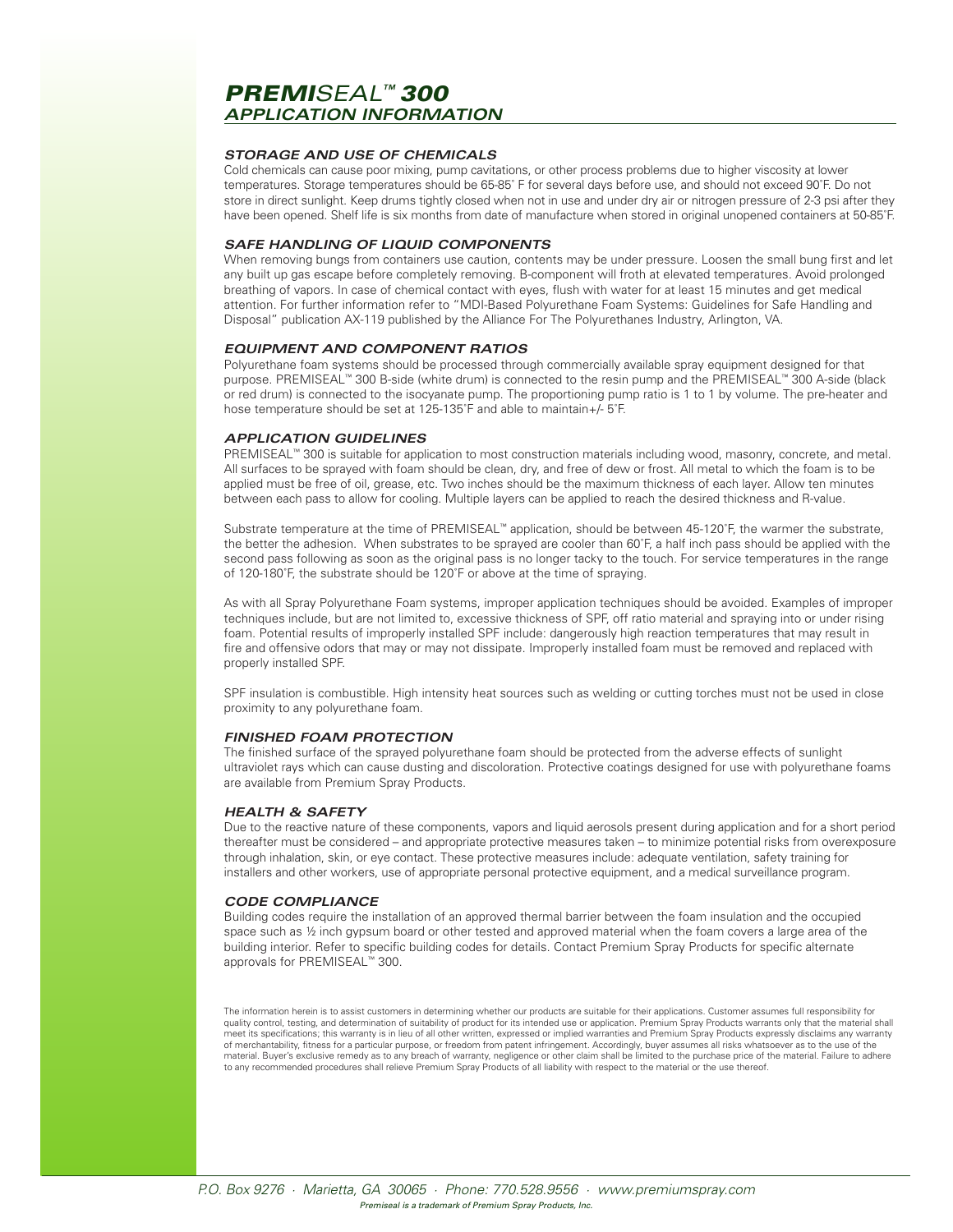# *PREMISEAL™ 300*
## *APPLICATION INFORMATION*

### *STORAGE AND USE OF CHEMICALS*

Cold chemicals can cause poor mixing, pump cavitations, or other process problems due to higher viscosity at lower temperatures. Storage temperatures should be 65-85˚ F for several days before use, and should not exceed 90˚F. Do not store in direct sunlight. Keep drums tightly closed when not in use and under dry air or nitrogen pressure of 2-3 psi after they have been opened. Shelf life is six months from date of manufacture when stored in original unopened containers at 50-85˚F.

### *SAFE HANDLING OF LIQUID COMPONENTS*

When removing bungs from containers use caution, contents may be under pressure. Loosen the small bung first and let any built up gas escape before completely removing. B-component will froth at elevated temperatures. Avoid prolonged breathing of vapors. In case of chemical contact with eyes, flush with water for at least 15 minutes and get medical attention. For further information refer to "MDI-Based Polyurethane Foam Systems: Guidelines for Safe Handling and Disposal" publication AX-119 published by the Alliance For The Polyurethanes Industry, Arlington, VA.

### *EQUIPMENT AND COMPONENT RATIOS*

Polyurethane foam systems should be processed through commercially available spray equipment designed for that purpose. PREMISEAL™ 300 B-side (white drum) is connected to the resin pump and the PREMISEAL™ 300 A-side (black or red drum) is connected to the isocyanate pump. The proportioning pump ratio is 1 to 1 by volume. The pre-heater and hose temperature should be set at 125-135˚F and able to maintain+/- 5˚F.

### *APPLICATION GUIDELINES*

PREMISEAL™ 300 is suitable for application to most construction materials including wood, masonry, concrete, and metal. All surfaces to be sprayed with foam should be clean, dry, and free of dew or frost. All metal to which the foam is to be applied must be free of oil, grease, etc. Two inches should be the maximum thickness of each layer. Allow ten minutes between each pass to allow for cooling. Multiple layers can be applied to reach the desired thickness and R-value.

Substrate temperature at the time of PREMISEAL™ application, should be between 45-120˚F, the warmer the substrate, the better the adhesion. When substrates to be sprayed are cooler than 60˚F, a half inch pass should be applied with the second pass following as soon as the original pass is no longer tacky to the touch. For service temperatures in the range of 120-180˚F, the substrate should be 120˚F or above at the time of spraying.

As with all Spray Polyurethane Foam systems, improper application techniques should be avoided. Examples of improper techniques include, but are not limited to, excessive thickness of SPF, off ratio material and spraying into or under rising foam. Potential results of improperly installed SPF include: dangerously high reaction temperatures that may result in fire and offensive odors that may or may not dissipate. Improperly installed foam must be removed and replaced with properly installed SPF.

SPF insulation is combustible. High intensity heat sources such as welding or cutting torches must not be used in close proximity to any polyurethane foam.

### *FINISHED FOAM PROTECTION*

The finished surface of the sprayed polyurethane foam should be protected from the adverse effects of sunlight ultraviolet rays which can cause dusting and discoloration. Protective coatings designed for use with polyurethane foams are available from Premium Spray Products.

### *HEALTH & SAFETY*

Due to the reactive nature of these components, vapors and liquid aerosols present during application and for a short period thereafter must be considered – and appropriate protective measures taken – to minimize potential risks from overexposure through inhalation, skin, or eye contact. These protective measures include: adequate ventilation, safety training for installers and other workers, use of appropriate personal protective equipment, and a medical surveillance program.

### *CODE COMPLIANCE*

Building codes require the installation of an approved thermal barrier between the foam insulation and the occupied space such as ½ inch gypsum board or other tested and approved material when the foam covers a large area of the building interior. Refer to specific building codes for details. Contact Premium Spray Products for specific alternate approvals for PREMISEAL™ 300.

The information herein is to assist customers in determining whether our products are suitable for their applications. Customer assumes full responsibility for quality control, testing, and determination of suitability of product for its intended use or application. Premium Spray Products warrants only that the material shall meet its specifications; this warranty is in lieu of all other written, expressed or implied warranties and Premium Spray Products expressly disclaims any warranty of merchantability, fitness for a particular purpose, or freedom from patent infringement. Accordingly, buyer assumes all risks whatsoever as to the use of the material. Buyer's exclusive remedy as to any breach of warranty, negligence or other claim shall be limited to the purchase price of the material. Failure to adhere to any recommended procedures shall relieve Premium Spray Products of all liability with respect to the material or the use thereof.

*P.O. Box 9276 · Marietta, GA 30065 · Phone: 770.528.9556 · www.premiumspray.com*

*Premiseal is a trademark of Premium Spray Products, Inc.*